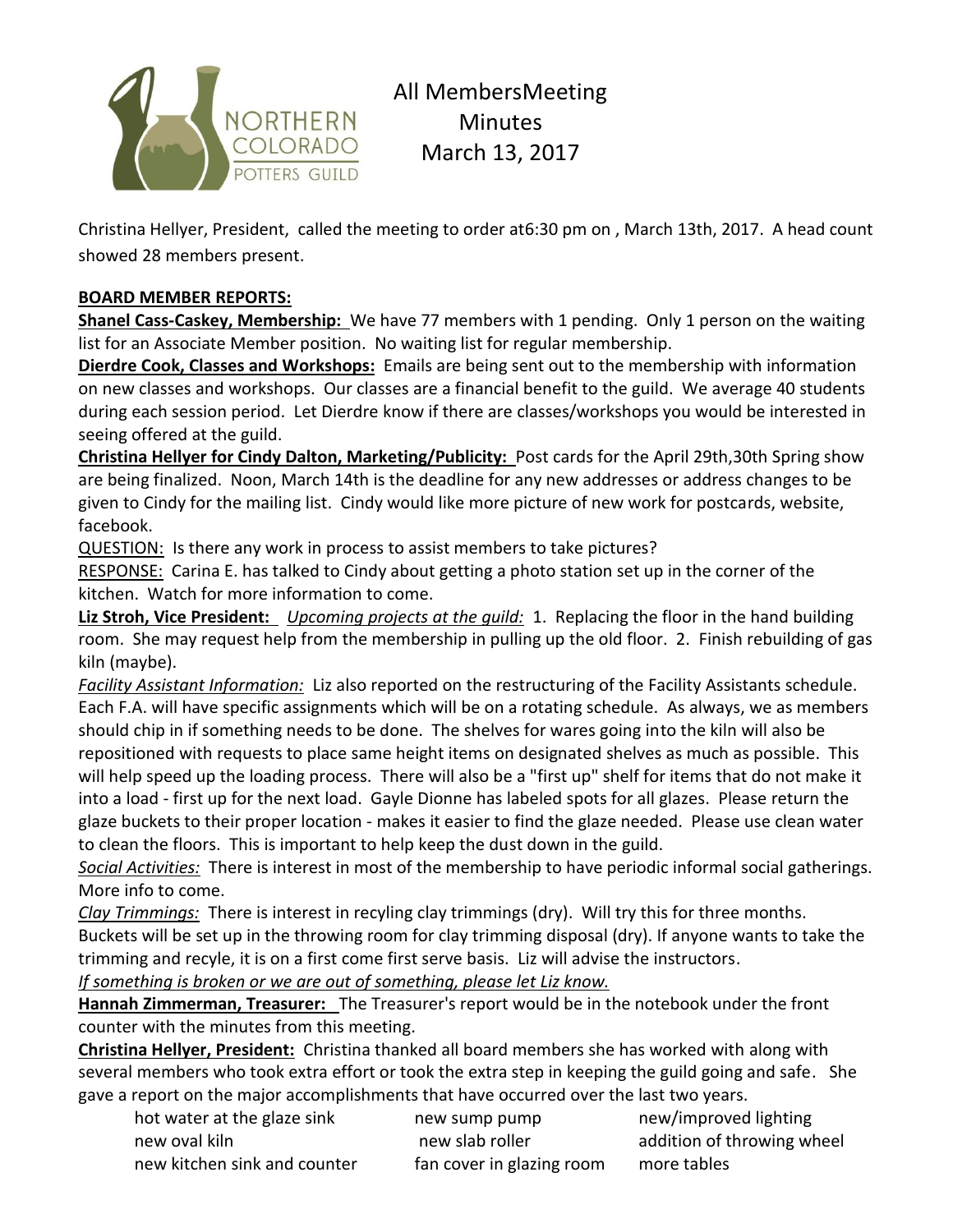# All MembersMeeting Minutes March 13, 2017

Christina Hellyer, President, called the meeting to order at6:30 pm on , March 13th, 2017. A head count showed 28 members present.

**BOARD MEMBER REPORTS:**

**Shanel Cass-Caskey, Membership:** We have 77 members with 1 pending. Only 1 person on the waiting list for an Associate Member position. No waiting list for regular membership.

**Dierdre Cook, Classes and Workshops:** Emails are being sent out to the membership with information on new classes and workshops. Our classes are a financial benefit to the guild. We average 40 students during each session period. Let Dierdre know if there are classes/workshops you would be interested in seeing offered at the guild.

**Christina Hellyer for Cindy Dalton, Marketing/Publicity:** Post cards for the April 29th,30th Spring show are being finalized. Noon, March 14th is the deadline for any new addresses or address changes to be given to Cindy for the mailing list. Cindy would like more picture of new work for postcards, website, facebook.

QUESTION: Is there any work in process to assist members to take pictures?

RESPONSE: Carina E. has talked to Cindy about getting a photo station set up in the corner of the kitchen. Watch for more information to come.

**Liz Stroh, Vice President:** *Upcoming projects at the guild:* 1. Replacing the floor in the hand building room. She may request help from the membership in pulling up the old floor. 2. Finish rebuilding of gas kiln (maybe).

*Facility Assistant Information:* Liz also reported on the restructuring of the Facility Assistants schedule. Each F.A. will have specific assignments which will be on a rotating schedule. As always, we as members should chip in if something needs to be done. The shelves for wares going into the kiln will also be repositioned with requests to place same height items on designated shelves as much as possible. This will help speed up the loading process. There will also be a "first up" shelf for items that do not make it into a load - first up for the next load. Gayle Dionne has labeled spots for all glazes. Please return the glaze buckets to their proper location - makes it easier to find the glaze needed. Please use clean water to clean the floors. This is important to help keep the dust down in the guild.

*Social Activities:* There is interest in most of the membership to have periodic informal social gatherings. More info to come.

*Clay Trimmings:* There is interest in recyling clay trimmings (dry). Will try this for three months. Buckets will be set up in the throwing room for clay trimming disposal (dry). If anyone wants to take the trimming and recyle, it is on a first come first serve basis. Liz will advise the instructors.

*If something is broken or we are out of something, please let Liz know.*

**Hannah Zimmerman, Treasurer:** The Treasurer's report would be in the notebook under the front counter with the minutes from this meeting.

**Christina Hellyer, President:** Christina thanked all board members she has worked with along with several members who took extra effort or took the extra step in keeping the guild going and safe. She gave a report on the major accomplishments that have occurred over the last two years.

| | | |
|---|---|---|
| hot water at the glaze sink | new sump pump | new/improved lighting |
| new oval kiln | new slab roller | addition of throwing wheel |
| new kitchen sink and counter | fan cover in glazing room | more tables |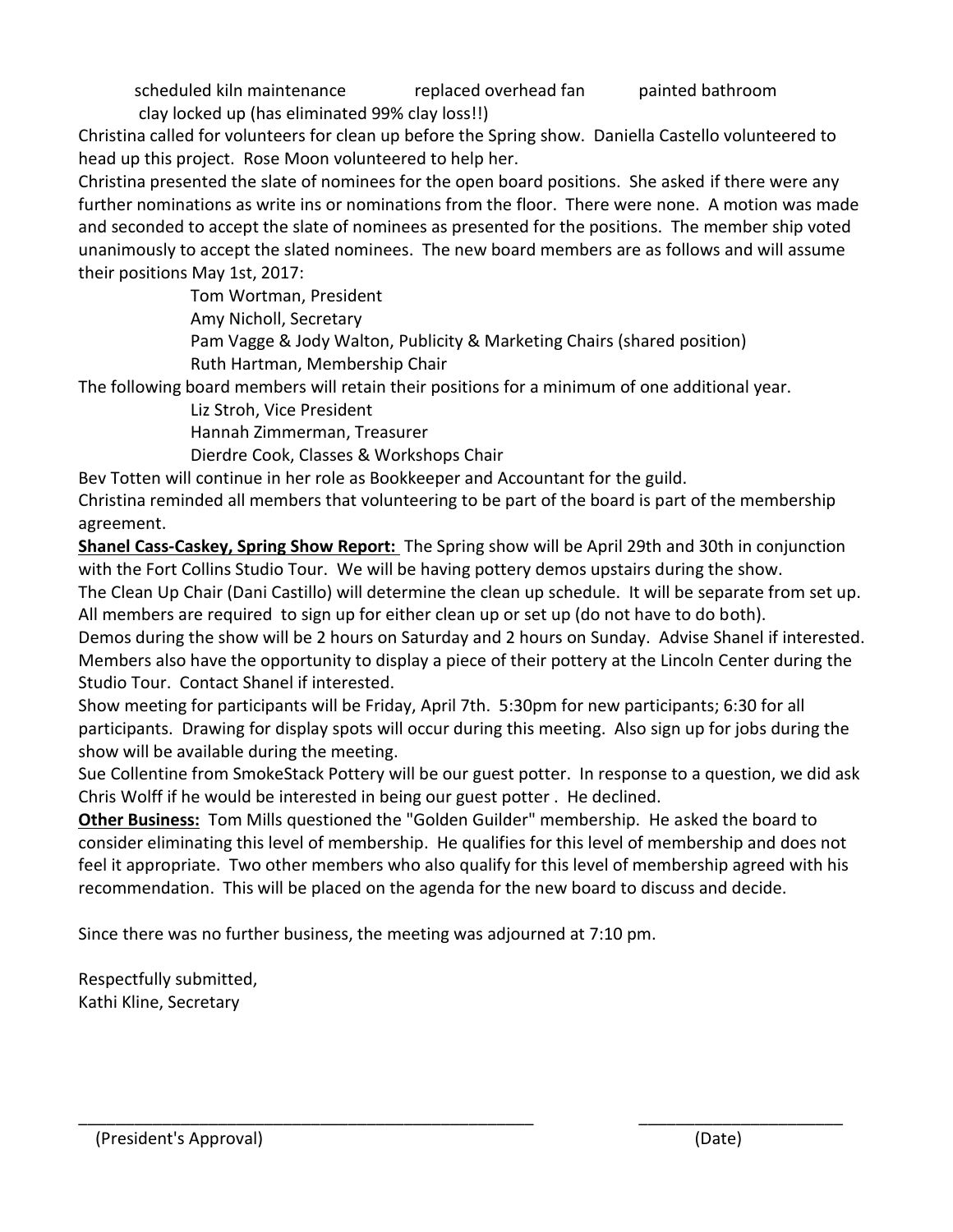scheduled kiln maintenance          replaced overhead fan          painted bathroom
clay locked up (has eliminated 99% clay loss!!)

Christina called for volunteers for clean up before the Spring show. Daniella Castello volunteered to head up this project. Rose Moon volunteered to help her.

Christina presented the slate of nominees for the open board positions. She asked if there were any further nominations as write ins or nominations from the floor. There were none. A motion was made and seconded to accept the slate of nominees as presented for the positions. The member ship voted unanimously to accept the slated nominees. The new board members are as follows and will assume their positions May 1st, 2017:

Tom Wortman, President
Amy Nicholl, Secretary
Pam Vagge & Jody Walton, Publicity & Marketing Chairs (shared position)
Ruth Hartman, Membership Chair

The following board members will retain their positions for a minimum of one additional year.

Liz Stroh, Vice President
Hannah Zimmerman, Treasurer
Dierdre Cook, Classes & Workshops Chair

Bev Totten will continue in her role as Bookkeeper and Accountant for the guild.

Christina reminded all members that volunteering to be part of the board is part of the membership agreement.

**Shanel Cass-Caskey, Spring Show Report:** The Spring show will be April 29th and 30th in conjunction with the Fort Collins Studio Tour. We will be having pottery demos upstairs during the show.

The Clean Up Chair (Dani Castillo) will determine the clean up schedule. It will be separate from set up. All members are required to sign up for either clean up or set up (do not have to do both).

Demos during the show will be 2 hours on Saturday and 2 hours on Sunday. Advise Shanel if interested.

Members also have the opportunity to display a piece of their pottery at the Lincoln Center during the Studio Tour. Contact Shanel if interested.

Show meeting for participants will be Friday, April 7th. 5:30pm for new participants; 6:30 for all participants. Drawing for display spots will occur during this meeting. Also sign up for jobs during the show will be available during the meeting.

Sue Collentine from SmokeStack Pottery will be our guest potter. In response to a question, we did ask Chris Wolff if he would be interested in being our guest potter . He declined.

**Other Business:** Tom Mills questioned the "Golden Guilder" membership. He asked the board to consider eliminating this level of membership. He qualifies for this level of membership and does not feel it appropriate. Two other members who also qualify for this level of membership agreed with his recommendation. This will be placed on the agenda for the new board to discuss and decide.

Since there was no further business, the meeting was adjourned at 7:10 pm.

Respectfully submitted,
Kathi Kline, Secretary

\_\_\_\_\_\_\_\_\_\_\_\_\_\_\_\_\_\_\_\_\_\_\_\_\_\_\_\_\_\_\_\_\_\_\_\_\_\_\_\_          \_\_\_\_\_\_\_\_\_\_\_\_\_\_\_\_\_\_\_\_
(President's Approval)                                                  (Date)